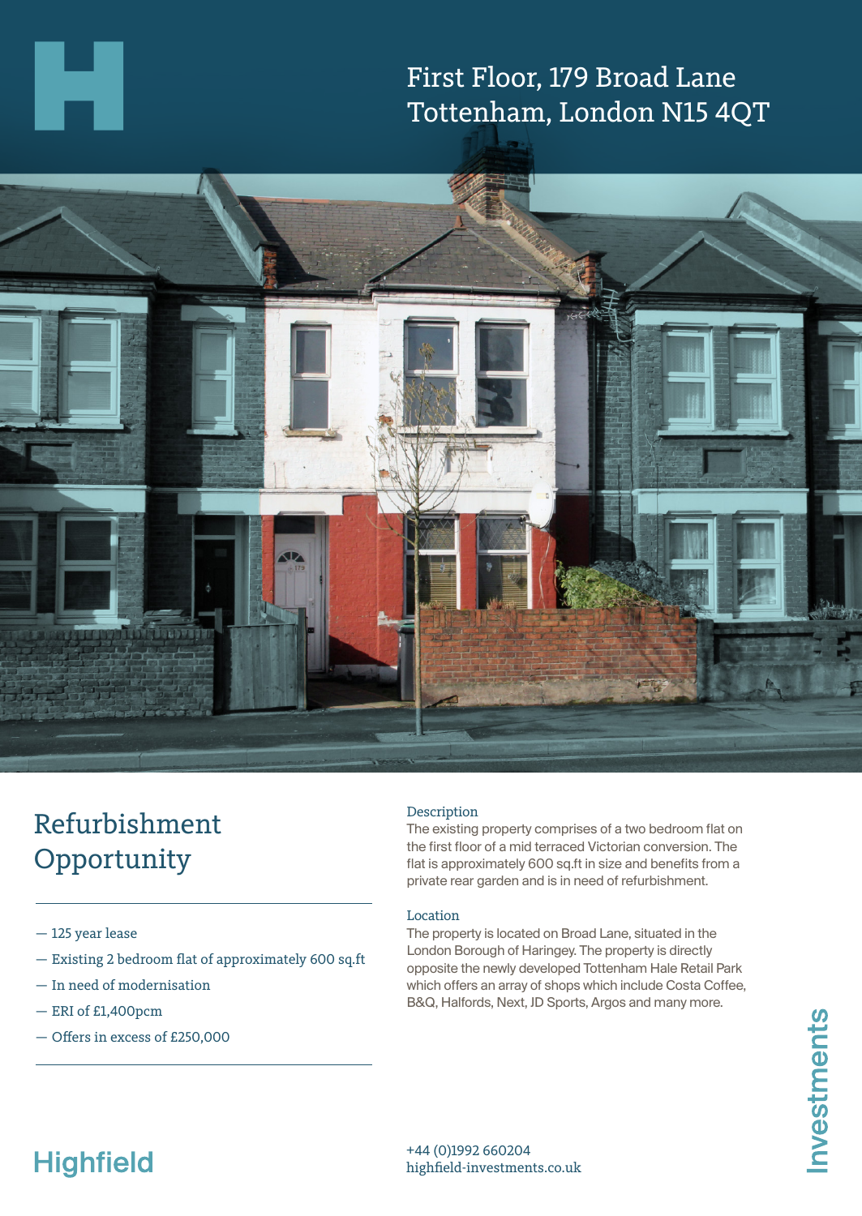# First Floor, 179 Broad Lane
# Tottenham, London N15 4QT

## Refurbishment Opportunity

- 125 year lease
- Existing 2 bedroom flat of approximately 600 sq.ft
- In need of modernisation
- ERI of £1,400pcm
- Offers in excess of £250,000

### Description

The existing property comprises of a two bedroom flat on the first floor of a mid terraced Victorian conversion. The flat is approximately 600 sq.ft in size and benefits from a private rear garden and is in need of refurbishment.

### Location

The property is located on Broad Lane, situated in the London Borough of Haringey. The property is directly opposite the newly developed Tottenham Hale Retail Park which offers an array of shops which include Costa Coffee, B&Q, Halfords, Next, JD Sports, Argos and many more.

Highfield Investments

+44 (0)1992 660204
highfield-investments.co.uk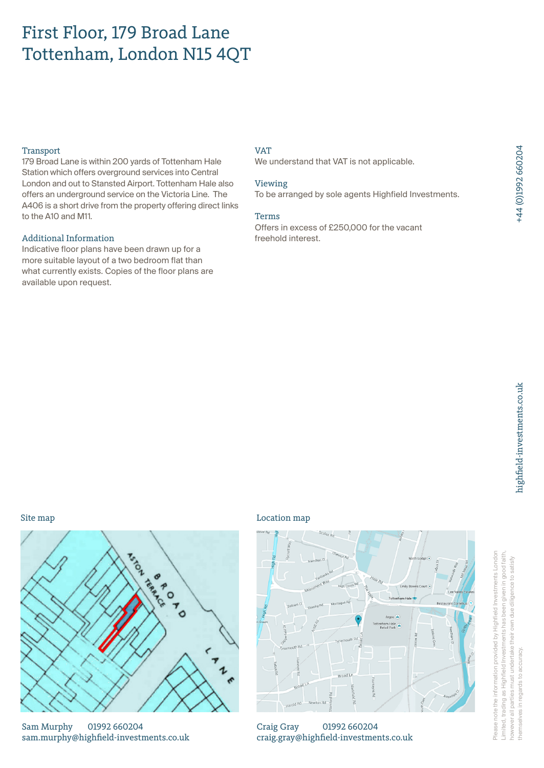# First Floor, 179 Broad Lane Tottenham, London N15 4QT

### Transport

179 Broad Lane is within 200 yards of Tottenham Hale Station which offers overground services into Central London and out to Stansted Airport. Tottenham Hale also offers an underground service on the Victoria Line. The A406 is a short drive from the property offering direct links to the A10 and M11.

### Additional Information

Indicative floor plans have been drawn up for a more suitable layout of a two bedroom flat than what currently exists. Copies of the floor plans are available upon request.

### VAT

We understand that VAT is not applicable.

### Viewing

To be arranged by sole agents Highfield Investments.

### Terms

Offers in excess of £250,000 for the vacant freehold interest.

+44 (0)1992 660204

highfield-investments.co.uk

### Site map

ASTON TERRACE

BROAD LANE

### Location map

Sam Murphy 01992 660204
sam.murphy@highfield-investments.co.uk

Craig Gray 01992 660204
craig.gray@highfield-investments.co.uk

Please note the information provided by Highfield Investments London Limited, trading as Highfield Investments has been given in good faith, however all parties must undertake their own due diligence to satisfy themselves in regards to accuracy.